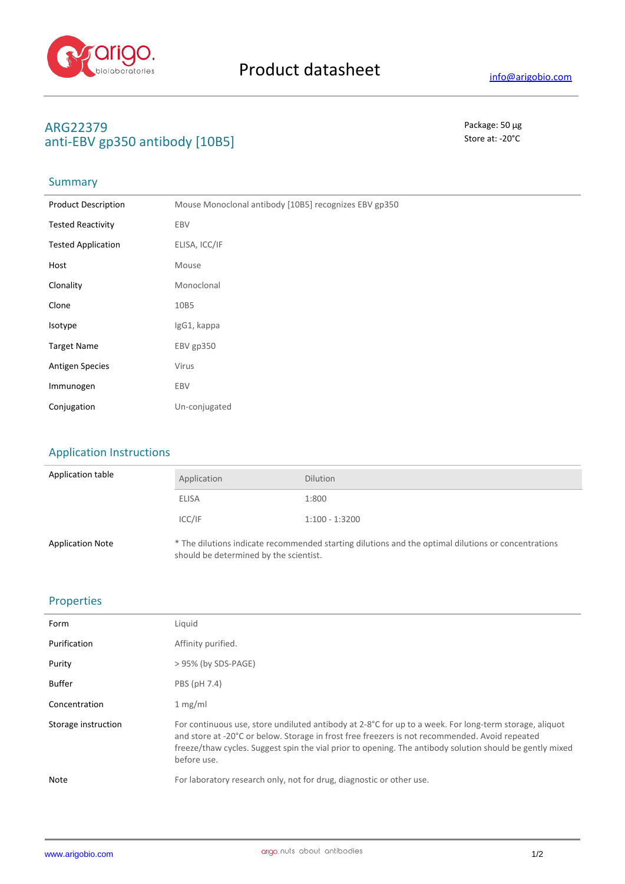# Product datasheet

info@arigobio.com

## ARG22379
## anti-EBV gp350 antibody [10B5]

Package: 50 μg
Store at: -20°C

### Summary

| | |
|---|---|
| Product Description | Mouse Monoclonal antibody [10B5] recognizes EBV gp350 |
| Tested Reactivity | EBV |
| Tested Application | ELISA, ICC/IF |
| Host | Mouse |
| Clonality | Monoclonal |
| Clone | 10B5 |
| Isotype | IgG1, kappa |
| Target Name | EBV gp350 |
| Antigen Species | Virus |
| Immunogen | EBV |
| Conjugation | Un-conjugated |

### Application Instructions

Application table

| Application | Dilution |
|---|---|
| ELISA | 1:800 |
| ICC/IF | 1:100 - 1:3200 |

Application Note: * The dilutions indicate recommended starting dilutions and the optimal dilutions or concentrations should be determined by the scientist.

### Properties

| | |
|---|---|
| Form | Liquid |
| Purification | Affinity purified. |
| Purity | > 95% (by SDS-PAGE) |
| Buffer | PBS (pH 7.4) |
| Concentration | 1 mg/ml |
| Storage instruction | For continuous use, store undiluted antibody at 2-8°C for up to a week. For long-term storage, aliquot and store at -20°C or below. Storage in frost free freezers is not recommended. Avoid repeated freeze/thaw cycles. Suggest spin the vial prior to opening. The antibody solution should be gently mixed before use. |
| Note | For laboratory research only, not for drug, diagnostic or other use. |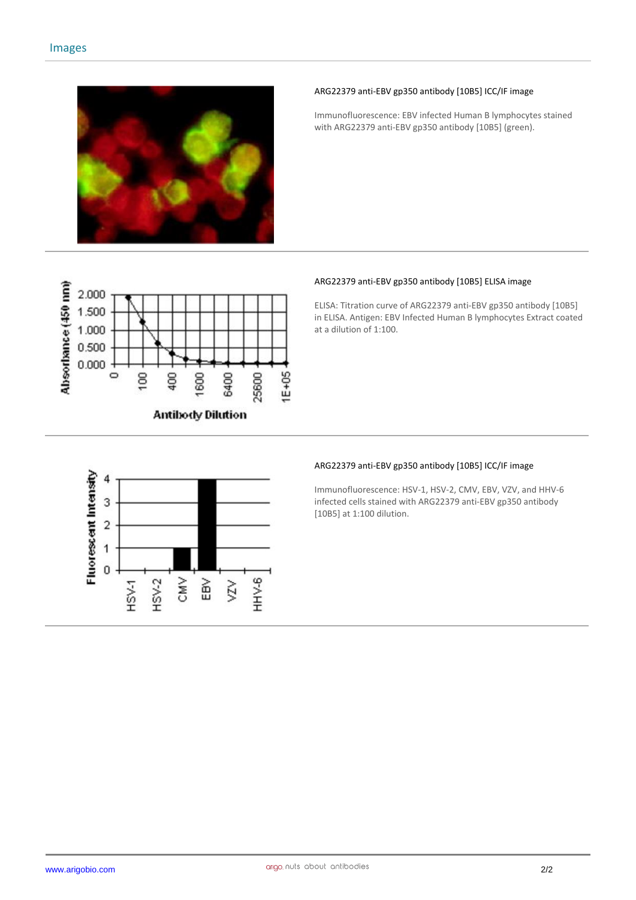## Images

ARG22379 anti-EBV gp350 antibody [10B5] ICC/IF image

Immunofluorescence: EBV infected Human B lymphocytes stained with ARG22379 anti-EBV gp350 antibody [10B5] (green).

Absorbance (450 nm)
2.000
1.500
1.000
0.500
0.000
0
100
400
1600
6400
25600
1E+05
Antibody Dilution

ARG22379 anti-EBV gp350 antibody [10B5] ELISA image

ELISA: Titration curve of ARG22379 anti-EBV gp350 antibody [10B5] in ELISA. Antigen: EBV Infected Human B lymphocytes Extract coated at a dilution of 1:100.

Fluorescent Intensity
4
3
2
1
0
HSV-1
HSV-2
CMV
EBV
VZV
HHV-6

ARG22379 anti-EBV gp350 antibody [10B5] ICC/IF image

Immunofluorescence: HSV-1, HSV-2, CMV, EBV, VZV, and HHV-6 infected cells stained with ARG22379 anti-EBV gp350 antibody [10B5] at 1:100 dilution.